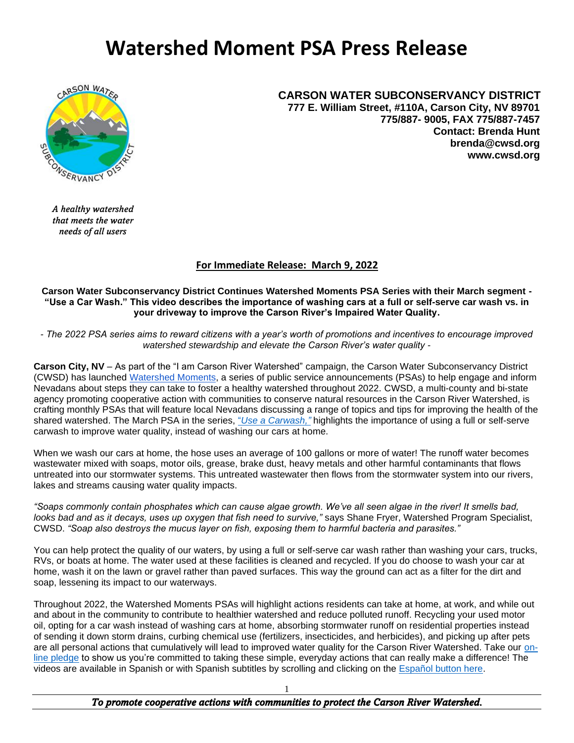# Watershed Moment PSA Press Release

**CARSON WATER SUBCONSERVANCY DISTRICT**
**777 E. William Street, #110A, Carson City, NV 89701**
**775/887- 9005, FAX 775/887-7457**
**Contact: Brenda Hunt**
**brenda@cwsd.org**
**www.cwsd.org**

*A healthy watershed that meets the water needs of all users*

**For Immediate Release: March 9, 2022**

**Carson Water Subconservancy District Continues Watershed Moments PSA Series with their March segment - "Use a Car Wash." This video describes the importance of washing cars at a full or self-serve car wash vs. in your driveway to improve the Carson River's Impaired Water Quality.**

*- The 2022 PSA series aims to reward citizens with a year's worth of promotions and incentives to encourage improved watershed stewardship and elevate the Carson River's water quality -*

**Carson City, NV** – As part of the "I am Carson River Watershed" campaign, the Carson Water Subconservancy District (CWSD) has launched Watershed Moments, a series of public service announcements (PSAs) to help engage and inform Nevadans about steps they can take to foster a healthy watershed throughout 2022. CWSD, a multi-county and bi-state agency promoting cooperative action with communities to conserve natural resources in the Carson River Watershed, is crafting monthly PSAs that will feature local Nevadans discussing a range of topics and tips for improving the health of the shared watershed. The March PSA in the series, "*Use a Carwash,"* highlights the importance of using a full or self-serve carwash to improve water quality, instead of washing our cars at home.

When we wash our cars at home, the hose uses an average of 100 gallons or more of water! The runoff water becomes wastewater mixed with soaps, motor oils, grease, brake dust, heavy metals and other harmful contaminants that flows untreated into our stormwater systems. This untreated wastewater then flows from the stormwater system into our rivers, lakes and streams causing water quality impacts.

*"Soaps commonly contain phosphates which can cause algae growth. We've all seen algae in the river! It smells bad, looks bad and as it decays, uses up oxygen that fish need to survive,"* says Shane Fryer, Watershed Program Specialist, CWSD. *"Soap also destroys the mucus layer on fish, exposing them to harmful bacteria and parasites."*

You can help protect the quality of our waters, by using a full or self-serve car wash rather than washing your cars, trucks, RVs, or boats at home. The water used at these facilities is cleaned and recycled. If you do choose to wash your car at home, wash it on the lawn or gravel rather than paved surfaces. This way the ground can act as a filter for the dirt and soap, lessening its impact to our waterways.

Throughout 2022, the Watershed Moments PSAs will highlight actions residents can take at home, at work, and while out and about in the community to contribute to healthier watershed and reduce polluted runoff. Recycling your used motor oil, opting for a car wash instead of washing cars at home, absorbing stormwater runoff on residential properties instead of sending it down storm drains, curbing chemical use (fertilizers, insecticides, and herbicides), and picking up after pets are all personal actions that cumulatively will lead to improved water quality for the Carson River Watershed. Take our on-line pledge to show us you're committed to taking these simple, everyday actions that can really make a difference! The videos are available in Spanish or with Spanish subtitles by scrolling and clicking on the Español button here.

*To promote cooperative actions with communities to protect the Carson River Watershed.*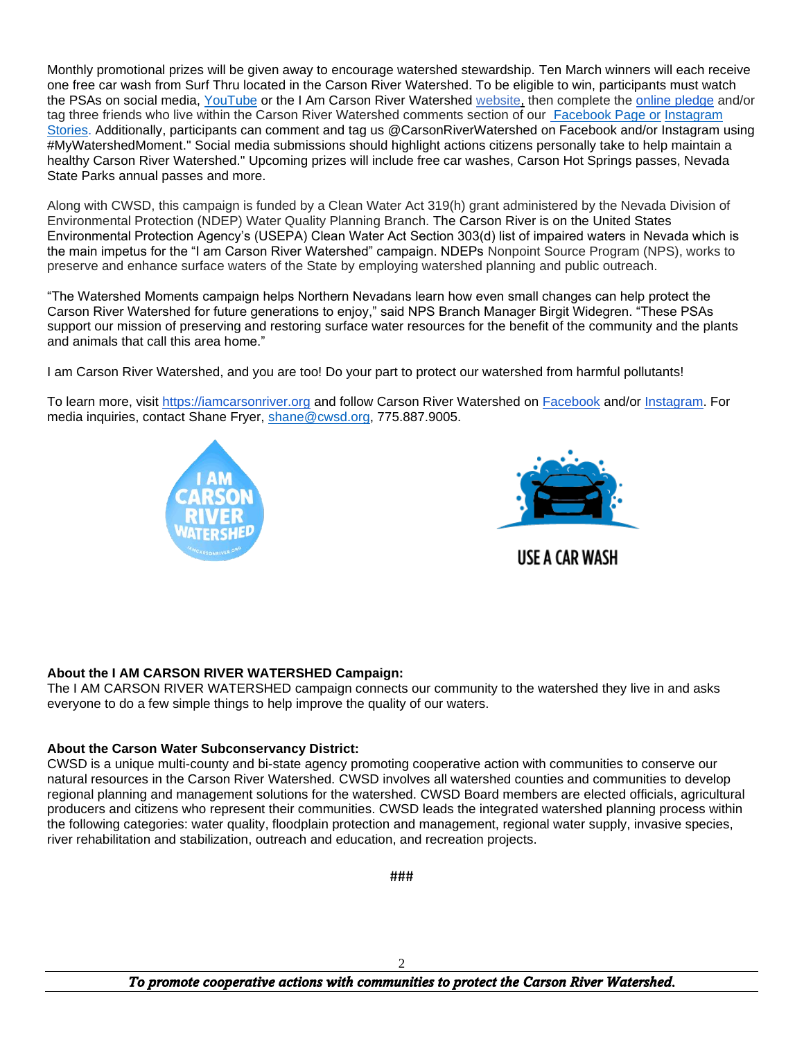Monthly promotional prizes will be given away to encourage watershed stewardship. Ten March winners will each receive one free car wash from Surf Thru located in the Carson River Watershed. To be eligible to win, participants must watch the PSAs on social media, YouTube or the I Am Carson River Watershed website, then complete the online pledge and/or tag three friends who live within the Carson River Watershed comments section of our Facebook Page or Instagram Stories. Additionally, participants can comment and tag us @CarsonRiverWatershed on Facebook and/or Instagram using #MyWatershedMoment." Social media submissions should highlight actions citizens personally take to help maintain a healthy Carson River Watershed." Upcoming prizes will include free car washes, Carson Hot Springs passes, Nevada State Parks annual passes and more.

Along with CWSD, this campaign is funded by a Clean Water Act 319(h) grant administered by the Nevada Division of Environmental Protection (NDEP) Water Quality Planning Branch. The Carson River is on the United States Environmental Protection Agency's (USEPA) Clean Water Act Section 303(d) list of impaired waters in Nevada which is the main impetus for the "I am Carson River Watershed" campaign. NDEPs Nonpoint Source Program (NPS), works to preserve and enhance surface waters of the State by employing watershed planning and public outreach.

"The Watershed Moments campaign helps Northern Nevadans learn how even small changes can help protect the Carson River Watershed for future generations to enjoy," said NPS Branch Manager Birgit Widegren. "These PSAs support our mission of preserving and restoring surface water resources for the benefit of the community and the plants and animals that call this area home."

I am Carson River Watershed, and you are too! Do your part to protect our watershed from harmful pollutants!

To learn more, visit https://iamcarsonriver.org and follow Carson River Watershed on Facebook and/or Instagram. For media inquiries, contact Shane Fryer, shane@cwsd.org, 775.887.9005.

I AM CARSON RIVER WATERSHED

USE A CAR WASH

**About the I AM CARSON RIVER WATERSHED Campaign:**
The I AM CARSON RIVER WATERSHED campaign connects our community to the watershed they live in and asks everyone to do a few simple things to help improve the quality of our waters.

**About the Carson Water Subconservancy District:**
CWSD is a unique multi-county and bi-state agency promoting cooperative action with communities to conserve our natural resources in the Carson River Watershed. CWSD involves all watershed counties and communities to develop regional planning and management solutions for the watershed. CWSD Board members are elected officials, agricultural producers and citizens who represent their communities. CWSD leads the integrated watershed planning process within the following categories: water quality, floodplain protection and management, regional water supply, invasive species, river rehabilitation and stabilization, outreach and education, and recreation projects.

###